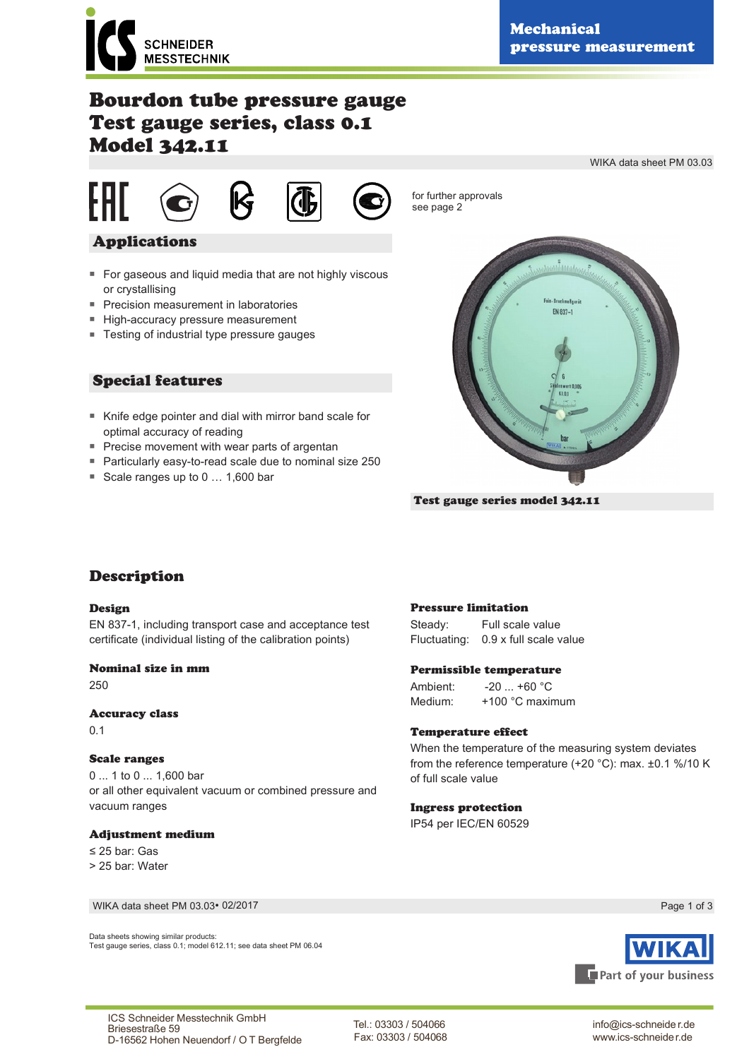Mechanical pressure measurement

# Bourdon tube pressure gauge
# Test gauge series, class 0.1
# Model 342.11

WIKA data sheet PM 03.03

for further approvals see page 2

## Applications

- For gaseous and liquid media that are not highly viscous or crystallising
- Precision measurement in laboratories
- High-accuracy pressure measurement
- Testing of industrial type pressure gauges

## Special features

- Knife edge pointer and dial with mirror band scale for optimal accuracy of reading
- Precise movement with wear parts of argentan
- Particularly easy-to-read scale due to nominal size 250
- Scale ranges up to 0 … 1,600 bar

Test gauge series model 342.11

## Description

### Design

EN 837-1, including transport case and acceptance test certificate (individual listing of the calibration points)

### Nominal size in mm

250

### Accuracy class

0.1

### Scale ranges

0 ... 1 to 0 ... 1,600 bar
or all other equivalent vacuum or combined pressure and vacuum ranges

### Adjustment medium

≤ 25 bar: Gas
> 25 bar: Water

### Pressure limitation

Steady: Full scale value
Fluctuating: 0.9 x full scale value

### Permissible temperature

Ambient: -20 ... +60 °C
Medium: +100 °C maximum

### Temperature effect

When the temperature of the measuring system deviates from the reference temperature (+20 °C): max. ±0.1 %/10 K of full scale value

### Ingress protection

IP54 per IEC/EN 60529

WIKA data sheet PM 03.03• 02/2017

Data sheets showing similar products:
Test gauge series, class 0.1; model 612.11; see data sheet PM 06.04

WIKA Part of your business

ICS Schneider Messtechnik GmbH
Briesestraße 59
D-16562 Hohen Neuendorf / O T Bergfelde

Tel.: 03303 / 504066
Fax: 03303 / 504068

info@ics-schneider.de
www.ics-schneider.de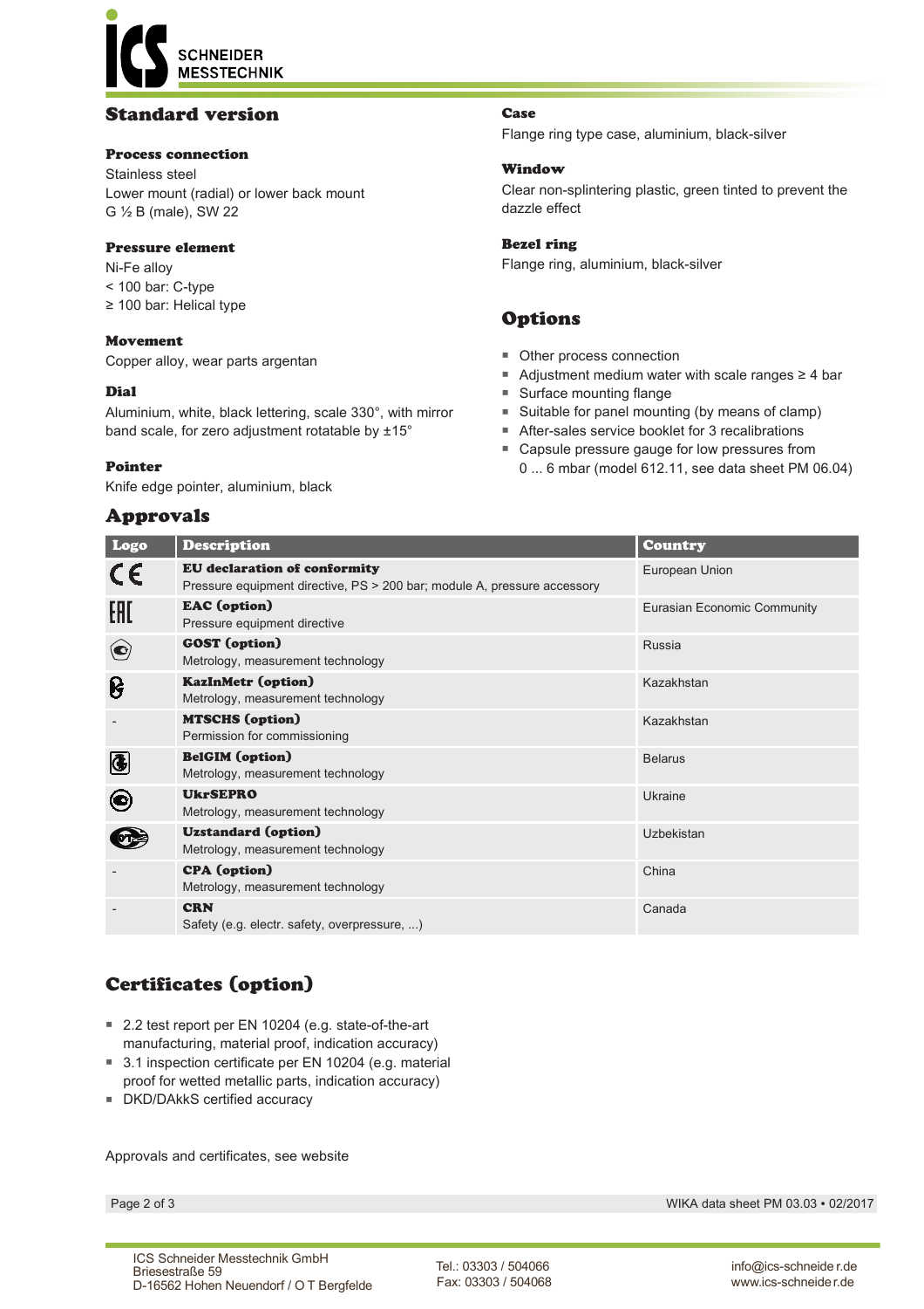## Standard version

### Process connection
Stainless steel
Lower mount (radial) or lower back mount
G ½ B (male), SW 22

### Pressure element
Ni-Fe alloy
< 100 bar: C-type
≥ 100 bar: Helical type

### Movement
Copper alloy, wear parts argentan

### Dial
Aluminium, white, black lettering, scale 330°, with mirror band scale, for zero adjustment rotatable by ±15°

### Pointer
Knife edge pointer, aluminium, black

### Case
Flange ring type case, aluminium, black-silver

### Window
Clear non-splintering plastic, green tinted to prevent the dazzle effect

### Bezel ring
Flange ring, aluminium, black-silver

## Options

- Other process connection
- Adjustment medium water with scale ranges ≥ 4 bar
- Surface mounting flange
- Suitable for panel mounting (by means of clamp)
- After-sales service booklet for 3 recalibrations
- Capsule pressure gauge for low pressures from 0 ... 6 mbar (model 612.11, see data sheet PM 06.04)

## Approvals

| Logo | Description | Country |
|---|---|---|
| CE | **EU declaration of conformity**<br>Pressure equipment directive, PS > 200 bar; module A, pressure accessory | European Union |
| EAC | **EAC (option)**<br>Pressure equipment directive | Eurasian Economic Community |
| | **GOST (option)**<br>Metrology, measurement technology | Russia |
| | **KazInMetr (option)**<br>Metrology, measurement technology | Kazakhstan |
| - | **MTSCHS (option)**<br>Permission for commissioning | Kazakhstan |
| | **BelGIM (option)**<br>Metrology, measurement technology | Belarus |
| | **UkrSEPRO**<br>Metrology, measurement technology | Ukraine |
| | **Uzstandard (option)**<br>Metrology, measurement technology | Uzbekistan |
| - | **CPA (option)**<br>Metrology, measurement technology | China |
| - | **CRN**<br>Safety (e.g. electr. safety, overpressure, ...) | Canada |

## Certificates (option)

- 2.2 test report per EN 10204 (e.g. state-of-the-art manufacturing, material proof, indication accuracy)
- 3.1 inspection certificate per EN 10204 (e.g. material proof for wetted metallic parts, indication accuracy)
- DKD/DAkkS certified accuracy

Approvals and certificates, see website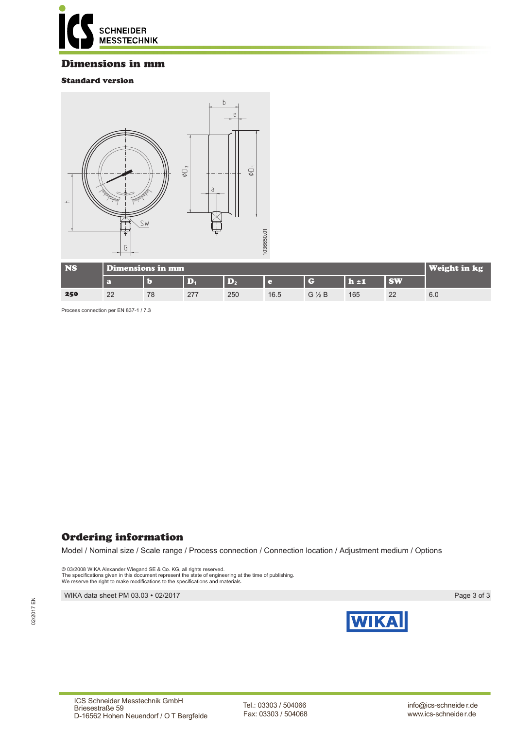## Dimensions in mm

### Standard version

| NS | Dimensions in mm | | | | | | | | Weight in kg |
|---|---|---|---|---|---|---|---|---|---|
| | a | b | $D_1$ | $D_2$ | e | G | h ±1 | SW | |
| **250** | 22 | 78 | 277 | 250 | 16.5 | G ½ B | 165 | 22 | 6.0 |

Process connection per EN 837-1 / 7.3

## Ordering information

Model / Nominal size / Scale range / Process connection / Connection location / Adjustment medium / Options

© 03/2008 WIKA Alexander Wiegand SE & Co. KG, all rights reserved.
The specifications given in this document represent the state of engineering at the time of publishing.
We reserve the right to make modifications to the specifications and materials.

ICS Schneider Messtechnik GmbH
Briesestraße 59
D-16562 Hohen Neuendorf / O T Bergfelde

Tel.: 03303 / 504066
Fax: 03303 / 504068

info@ics-schneider.de
www.ics-schneider.de